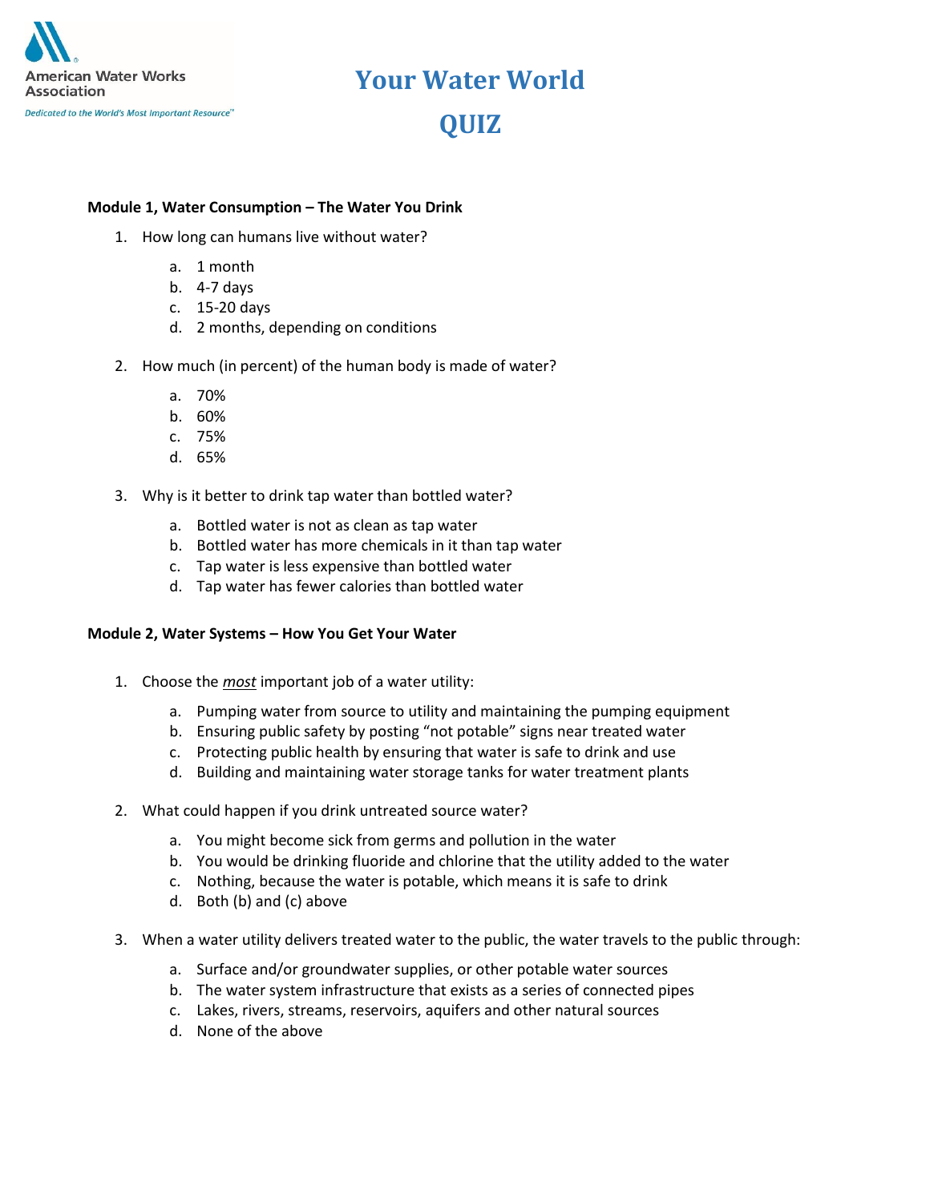American Water Works Association

*Dedicated to the World's Most Important Resource™*

# Your Water World

# QUIZ

**Module 1, Water Consumption – The Water You Drink**

1. How long can humans live without water?
   a. 1 month
   b. 4-7 days
   c. 15-20 days
   d. 2 months, depending on conditions

2. How much (in percent) of the human body is made of water?
   a. 70%
   b. 60%
   c. 75%
   d. 65%

3. Why is it better to drink tap water than bottled water?
   a. Bottled water is not as clean as tap water
   b. Bottled water has more chemicals in it than tap water
   c. Tap water is less expensive than bottled water
   d. Tap water has fewer calories than bottled water

**Module 2, Water Systems – How You Get Your Water**

1. Choose the ***most*** important job of a water utility:
   a. Pumping water from source to utility and maintaining the pumping equipment
   b. Ensuring public safety by posting "not potable" signs near treated water
   c. Protecting public health by ensuring that water is safe to drink and use
   d. Building and maintaining water storage tanks for water treatment plants

2. What could happen if you drink untreated source water?
   a. You might become sick from germs and pollution in the water
   b. You would be drinking fluoride and chlorine that the utility added to the water
   c. Nothing, because the water is potable, which means it is safe to drink
   d. Both (b) and (c) above

3. When a water utility delivers treated water to the public, the water travels to the public through:
   a. Surface and/or groundwater supplies, or other potable water sources
   b. The water system infrastructure that exists as a series of connected pipes
   c. Lakes, rivers, streams, reservoirs, aquifers and other natural sources
   d. None of the above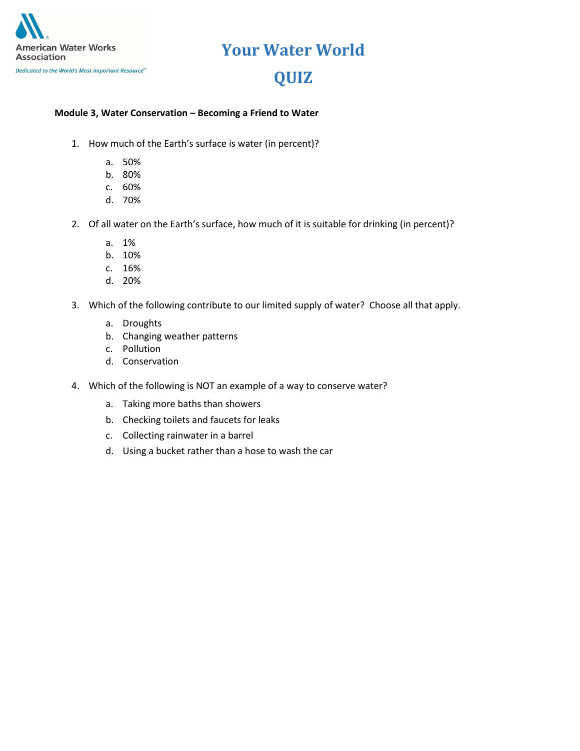American Water Works Association

*Dedicated to the World's Most Important Resource™*

# Your Water World

# QUIZ

**Module 3, Water Conservation – Becoming a Friend to Water**

1. How much of the Earth's surface is water (in percent)?

    a. 50%
    b. 80%
    c. 60%
    d. 70%

2. Of all water on the Earth's surface, how much of it is suitable for drinking (in percent)?

    a. 1%
    b. 10%
    c. 16%
    d. 20%

3. Which of the following contribute to our limited supply of water? Choose all that apply.

    a. Droughts
    b. Changing weather patterns
    c. Pollution
    d. Conservation

4. Which of the following is NOT an example of a way to conserve water?

    a. Taking more baths than showers
    b. Checking toilets and faucets for leaks
    c. Collecting rainwater in a barrel
    d. Using a bucket rather than a hose to wash the car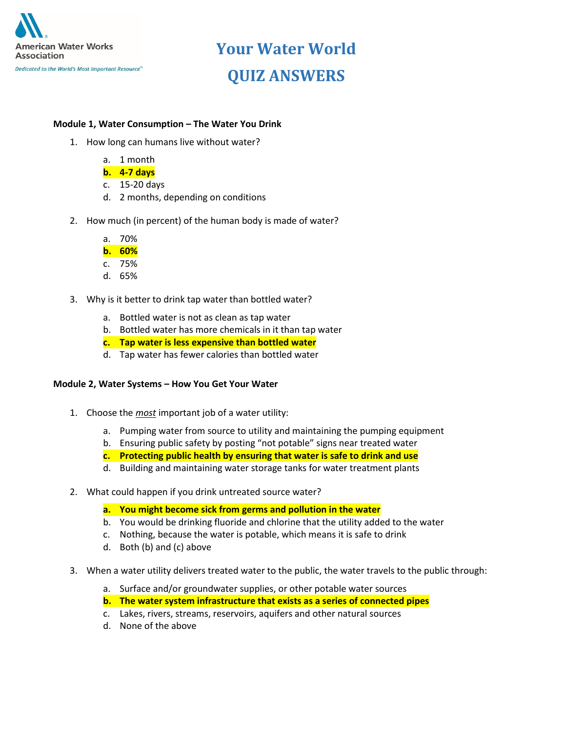American Water Works Association

*Dedicated to the World's Most Important Resource™*

# Your Water World

# QUIZ ANSWERS

**Module 1, Water Consumption – The Water You Drink**

1. How long can humans live without water?
   a. 1 month
   **b. 4-7 days**
   c. 15-20 days
   d. 2 months, depending on conditions

2. How much (in percent) of the human body is made of water?
   a. 70%
   **b. 60%**
   c. 75%
   d. 65%

3. Why is it better to drink tap water than bottled water?
   a. Bottled water is not as clean as tap water
   b. Bottled water has more chemicals in it than tap water
   **c. Tap water is less expensive than bottled water**
   d. Tap water has fewer calories than bottled water

**Module 2, Water Systems – How You Get Your Water**

1. Choose the ***most*** important job of a water utility:
   a. Pumping water from source to utility and maintaining the pumping equipment
   b. Ensuring public safety by posting "not potable" signs near treated water
   **c. Protecting public health by ensuring that water is safe to drink and use**
   d. Building and maintaining water storage tanks for water treatment plants

2. What could happen if you drink untreated source water?
   **a. You might become sick from germs and pollution in the water**
   b. You would be drinking fluoride and chlorine that the utility added to the water
   c. Nothing, because the water is potable, which means it is safe to drink
   d. Both (b) and (c) above

3. When a water utility delivers treated water to the public, the water travels to the public through:
   a. Surface and/or groundwater supplies, or other potable water sources
   **b. The water system infrastructure that exists as a series of connected pipes**
   c. Lakes, rivers, streams, reservoirs, aquifers and other natural sources
   d. None of the above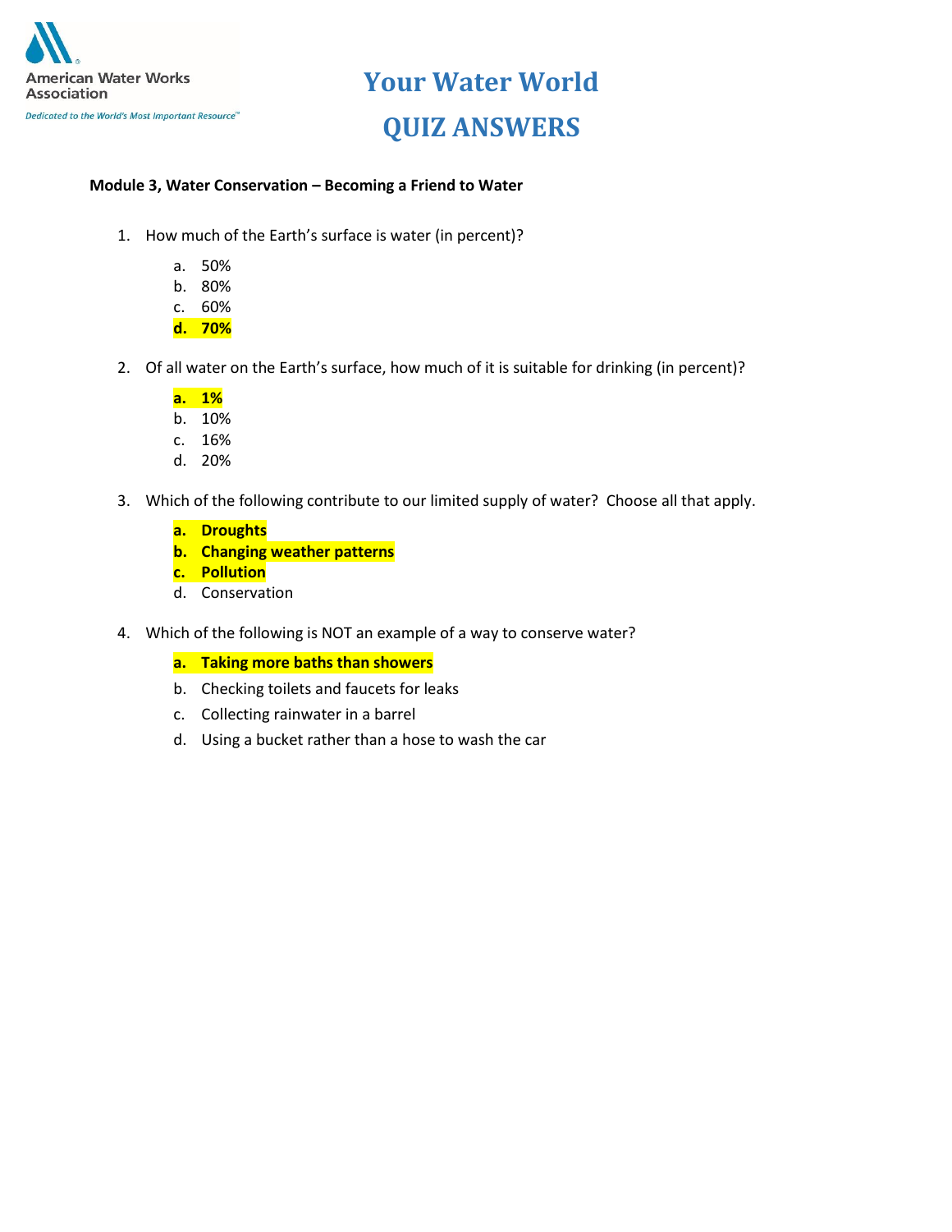American Water Works Association

*Dedicated to the World's Most Important Resource™*

# Your Water World

# QUIZ ANSWERS

**Module 3, Water Conservation – Becoming a Friend to Water**

1. How much of the Earth's surface is water (in percent)?

   a. 50%
   b. 80%
   c. 60%
   **d. 70%**

2. Of all water on the Earth's surface, how much of it is suitable for drinking (in percent)?

   **a. 1%**
   b. 10%
   c. 16%
   d. 20%

3. Which of the following contribute to our limited supply of water? Choose all that apply.

   **a. Droughts**
   **b. Changing weather patterns**
   **c. Pollution**
   d. Conservation

4. Which of the following is NOT an example of a way to conserve water?

   **a. Taking more baths than showers**
   b. Checking toilets and faucets for leaks
   c. Collecting rainwater in a barrel
   d. Using a bucket rather than a hose to wash the car